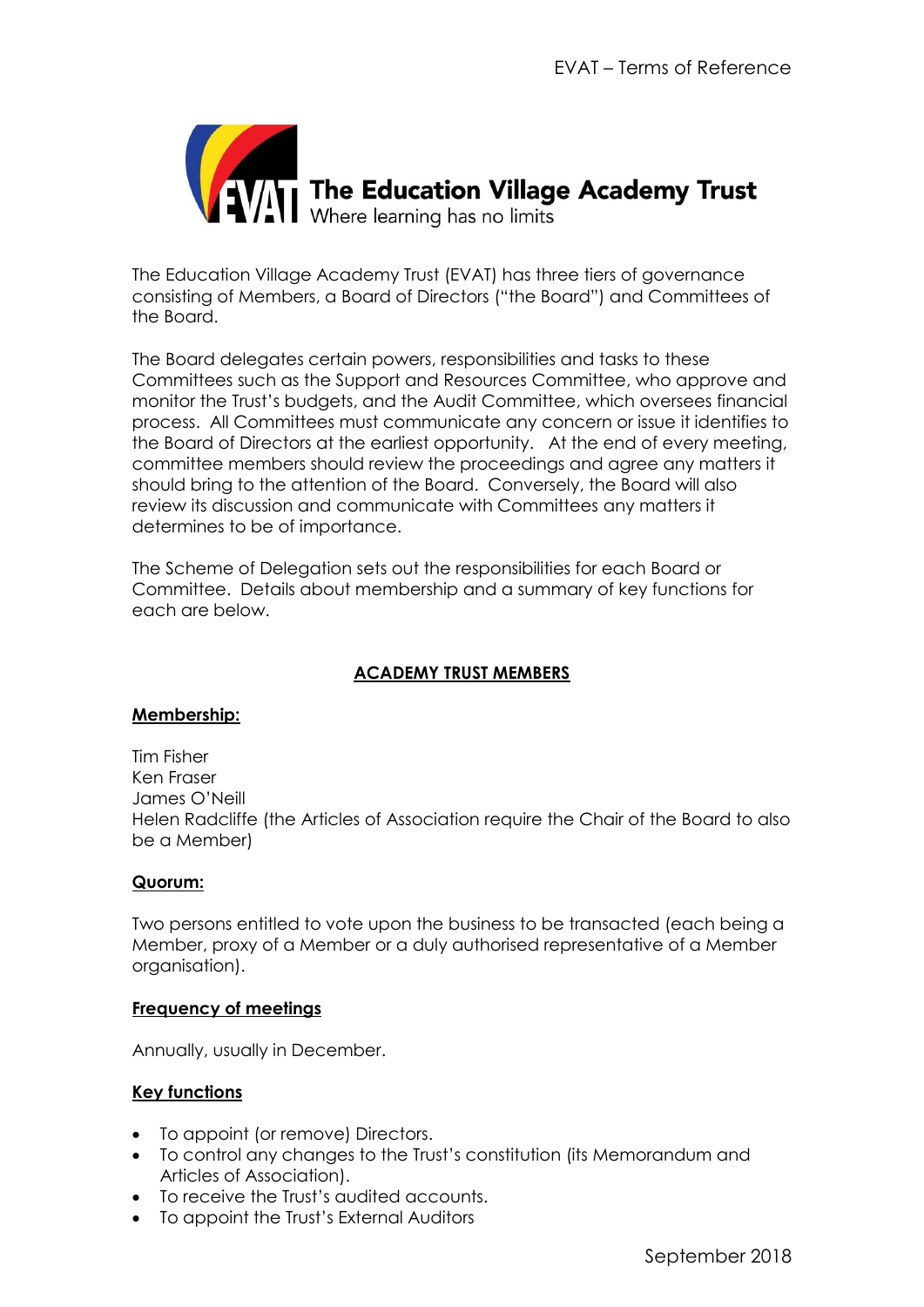**The Education Village Academy Trust**
Where learning has no limits

The Education Village Academy Trust (EVAT) has three tiers of governance consisting of Members, a Board of Directors ("the Board") and Committees of the Board.

The Board delegates certain powers, responsibilities and tasks to these Committees such as the Support and Resources Committee, who approve and monitor the Trust's budgets, and the Audit Committee, which oversees financial process. All Committees must communicate any concern or issue it identifies to the Board of Directors at the earliest opportunity. At the end of every meeting, committee members should review the proceedings and agree any matters it should bring to the attention of the Board. Conversely, the Board will also review its discussion and communicate with Committees any matters it determines to be of importance.

The Scheme of Delegation sets out the responsibilities for each Board or Committee. Details about membership and a summary of key functions for each are below.

## ACADEMY TRUST MEMBERS

### Membership:

Tim Fisher
Ken Fraser
James O'Neill
Helen Radcliffe (the Articles of Association require the Chair of the Board to also be a Member)

### Quorum:

Two persons entitled to vote upon the business to be transacted (each being a Member, proxy of a Member or a duly authorised representative of a Member organisation).

### Frequency of meetings

Annually, usually in December.

### Key functions

- To appoint (or remove) Directors.
- To control any changes to the Trust's constitution (its Memorandum and Articles of Association).
- To receive the Trust's audited accounts.
- To appoint the Trust's External Auditors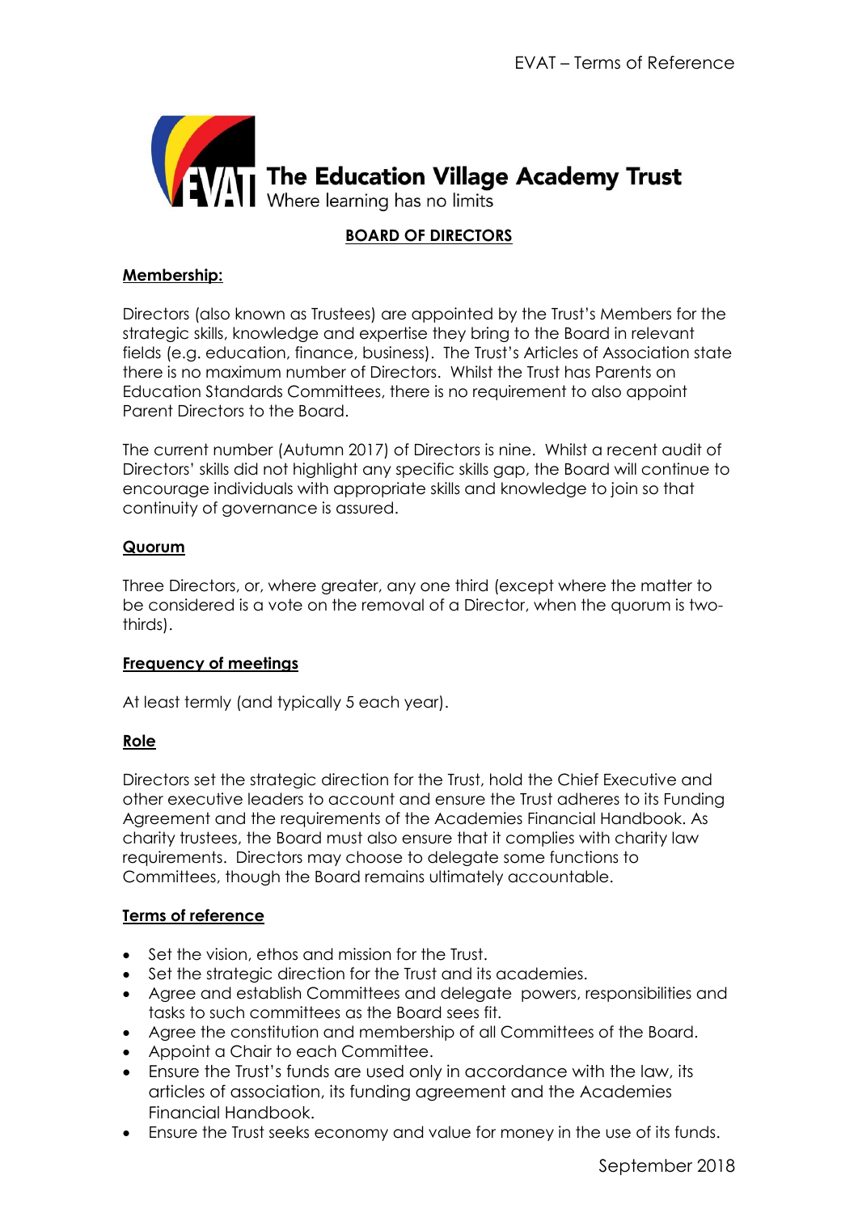The Education Village Academy Trust
Where learning has no limits

## BOARD OF DIRECTORS

### Membership:

Directors (also known as Trustees) are appointed by the Trust's Members for the strategic skills, knowledge and expertise they bring to the Board in relevant fields (e.g. education, finance, business). The Trust's Articles of Association state there is no maximum number of Directors. Whilst the Trust has Parents on Education Standards Committees, there is no requirement to also appoint Parent Directors to the Board.

The current number (Autumn 2017) of Directors is nine. Whilst a recent audit of Directors' skills did not highlight any specific skills gap, the Board will continue to encourage individuals with appropriate skills and knowledge to join so that continuity of governance is assured.

### Quorum

Three Directors, or, where greater, any one third (except where the matter to be considered is a vote on the removal of a Director, when the quorum is two-thirds).

### Frequency of meetings

At least termly (and typically 5 each year).

### Role

Directors set the strategic direction for the Trust, hold the Chief Executive and other executive leaders to account and ensure the Trust adheres to its Funding Agreement and the requirements of the Academies Financial Handbook. As charity trustees, the Board must also ensure that it complies with charity law requirements. Directors may choose to delegate some functions to Committees, though the Board remains ultimately accountable.

### Terms of reference

- Set the vision, ethos and mission for the Trust.
- Set the strategic direction for the Trust and its academies.
- Agree and establish Committees and delegate powers, responsibilities and tasks to such committees as the Board sees fit.
- Agree the constitution and membership of all Committees of the Board.
- Appoint a Chair to each Committee.
- Ensure the Trust's funds are used only in accordance with the law, its articles of association, its funding agreement and the Academies Financial Handbook.
- Ensure the Trust seeks economy and value for money in the use of its funds.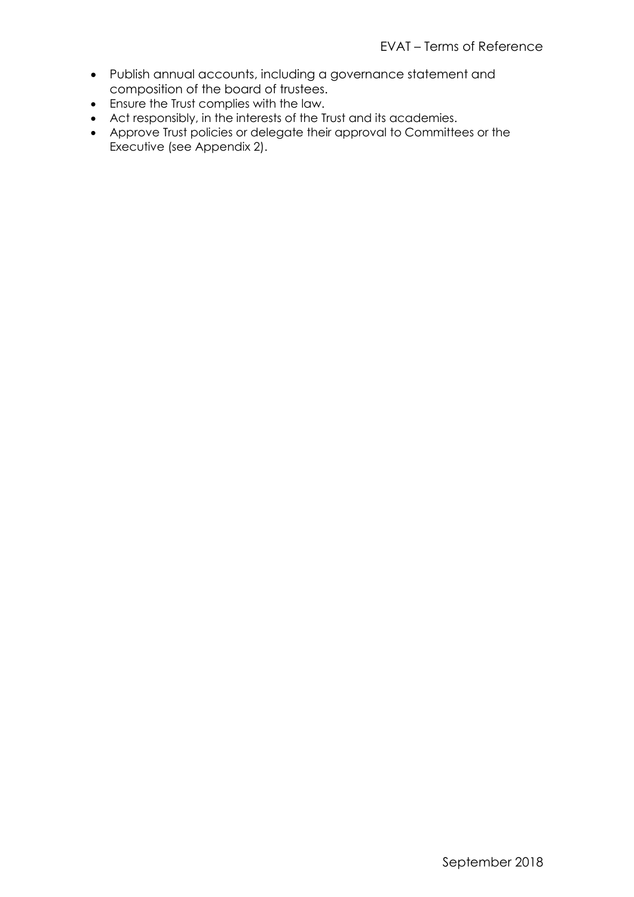- Publish annual accounts, including a governance statement and composition of the board of trustees.
- Ensure the Trust complies with the law.
- Act responsibly, in the interests of the Trust and its academies.
- Approve Trust policies or delegate their approval to Committees or the Executive (see Appendix 2).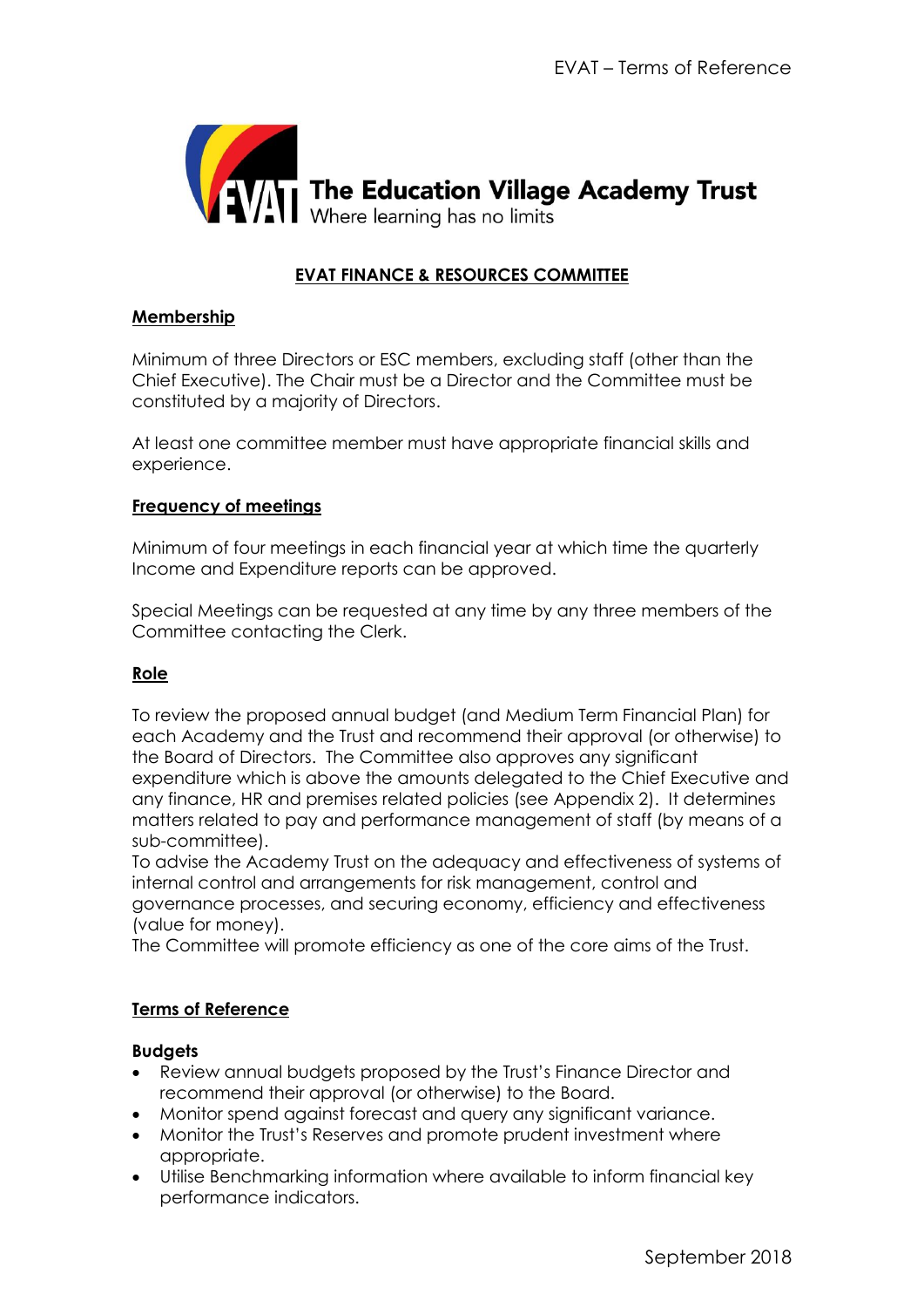# EVAT FINANCE & RESOURCES COMMITTEE

## Membership

Minimum of three Directors or ESC members, excluding staff (other than the Chief Executive). The Chair must be a Director and the Committee must be constituted by a majority of Directors.

At least one committee member must have appropriate financial skills and experience.

## Frequency of meetings

Minimum of four meetings in each financial year at which time the quarterly Income and Expenditure reports can be approved.

Special Meetings can be requested at any time by any three members of the Committee contacting the Clerk.

## Role

To review the proposed annual budget (and Medium Term Financial Plan) for each Academy and the Trust and recommend their approval (or otherwise) to the Board of Directors. The Committee also approves any significant expenditure which is above the amounts delegated to the Chief Executive and any finance, HR and premises related policies (see Appendix 2). It determines matters related to pay and performance management of staff (by means of a sub-committee).

To advise the Academy Trust on the adequacy and effectiveness of systems of internal control and arrangements for risk management, control and governance processes, and securing economy, efficiency and effectiveness (value for money).

The Committee will promote efficiency as one of the core aims of the Trust.

## Terms of Reference

### Budgets

- Review annual budgets proposed by the Trust's Finance Director and recommend their approval (or otherwise) to the Board.
- Monitor spend against forecast and query any significant variance.
- Monitor the Trust's Reserves and promote prudent investment where appropriate.
- Utilise Benchmarking information where available to inform financial key performance indicators.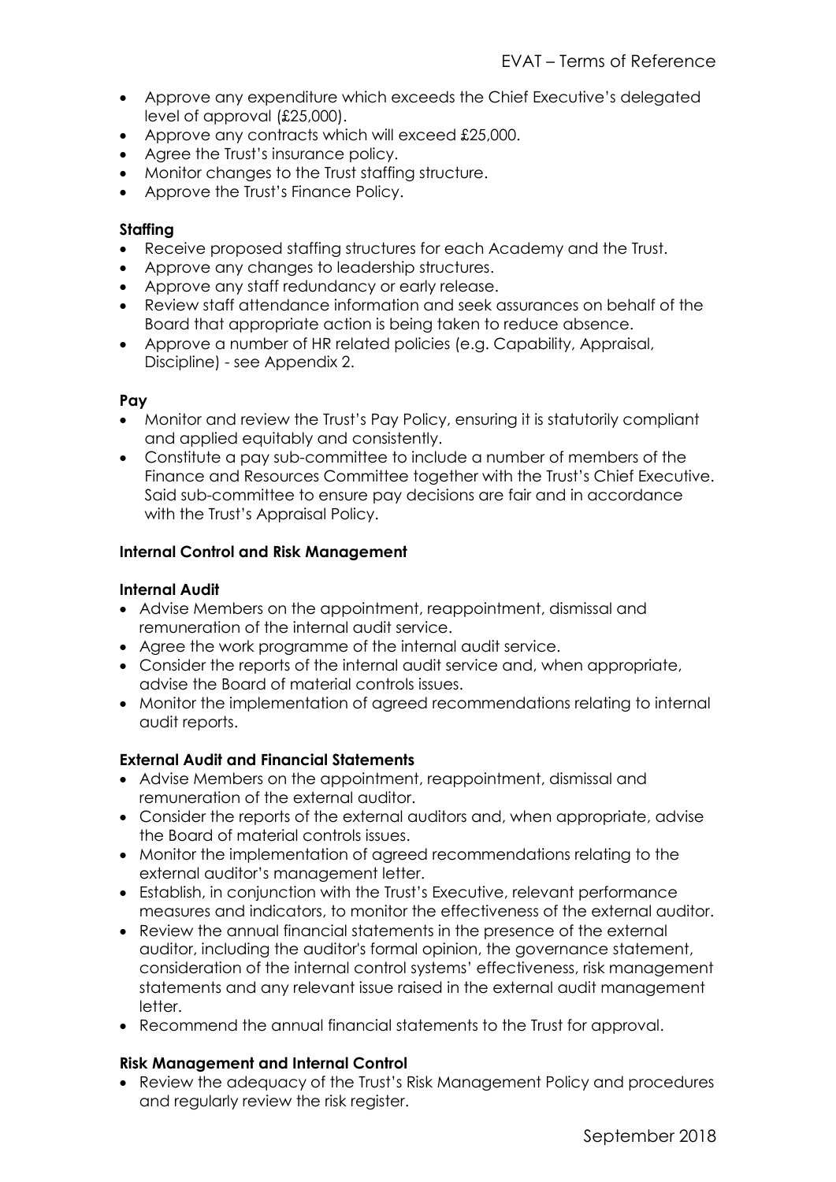- Approve any expenditure which exceeds the Chief Executive's delegated level of approval (£25,000).
- Approve any contracts which will exceed £25,000.
- Agree the Trust's insurance policy.
- Monitor changes to the Trust staffing structure.
- Approve the Trust's Finance Policy.

**Staffing**

- Receive proposed staffing structures for each Academy and the Trust.
- Approve any changes to leadership structures.
- Approve any staff redundancy or early release.
- Review staff attendance information and seek assurances on behalf of the Board that appropriate action is being taken to reduce absence.
- Approve a number of HR related policies (e.g. Capability, Appraisal, Discipline) - see Appendix 2.

**Pay**

- Monitor and review the Trust's Pay Policy, ensuring it is statutorily compliant and applied equitably and consistently.
- Constitute a pay sub-committee to include a number of members of the Finance and Resources Committee together with the Trust's Chief Executive. Said sub-committee to ensure pay decisions are fair and in accordance with the Trust's Appraisal Policy.

**Internal Control and Risk Management**

**Internal Audit**

- Advise Members on the appointment, reappointment, dismissal and remuneration of the internal audit service.
- Agree the work programme of the internal audit service.
- Consider the reports of the internal audit service and, when appropriate, advise the Board of material controls issues.
- Monitor the implementation of agreed recommendations relating to internal audit reports.

**External Audit and Financial Statements**

- Advise Members on the appointment, reappointment, dismissal and remuneration of the external auditor.
- Consider the reports of the external auditors and, when appropriate, advise the Board of material controls issues.
- Monitor the implementation of agreed recommendations relating to the external auditor's management letter.
- Establish, in conjunction with the Trust's Executive, relevant performance measures and indicators, to monitor the effectiveness of the external auditor.
- Review the annual financial statements in the presence of the external auditor, including the auditor's formal opinion, the governance statement, consideration of the internal control systems' effectiveness, risk management statements and any relevant issue raised in the external audit management letter.
- Recommend the annual financial statements to the Trust for approval.

**Risk Management and Internal Control**

- Review the adequacy of the Trust's Risk Management Policy and procedures and regularly review the risk register.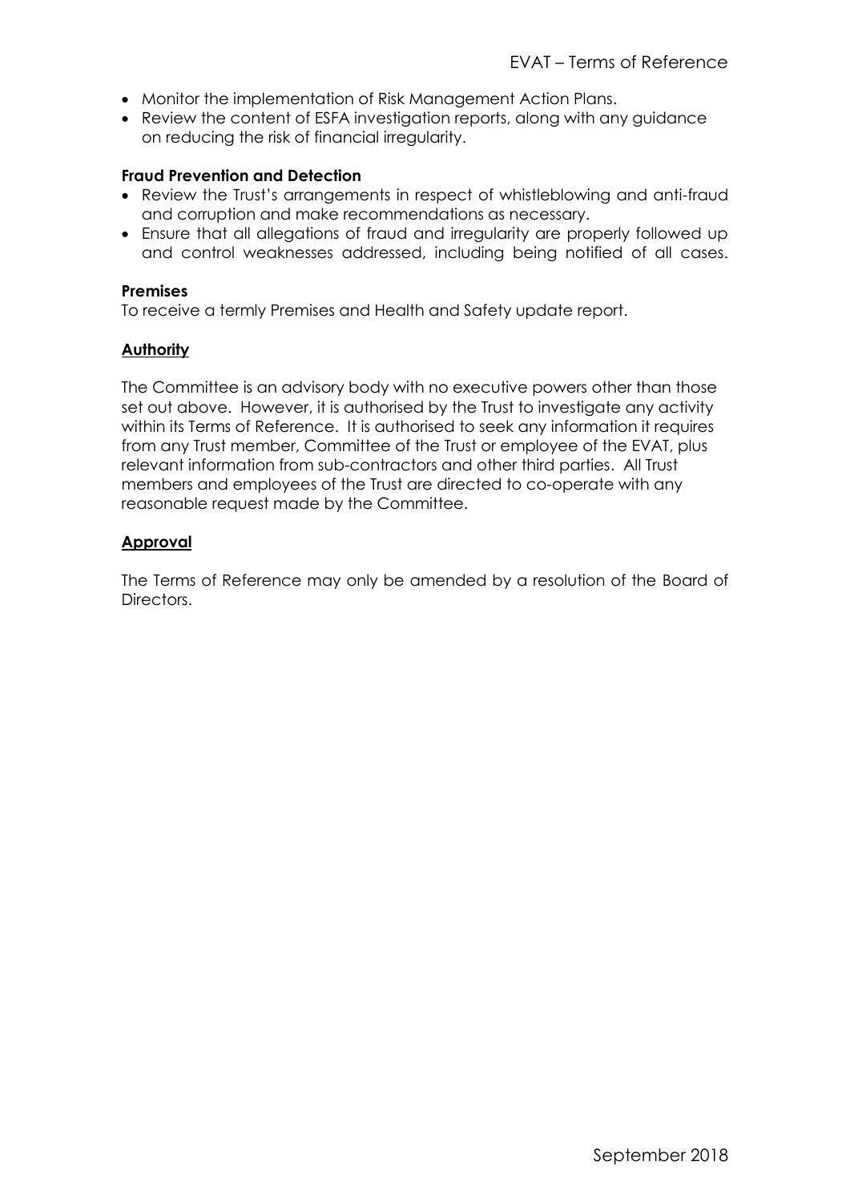- Monitor the implementation of Risk Management Action Plans.
- Review the content of ESFA investigation reports, along with any guidance on reducing the risk of financial irregularity.

**Fraud Prevention and Detection**

- Review the Trust's arrangements in respect of whistleblowing and anti-fraud and corruption and make recommendations as necessary.
- Ensure that all allegations of fraud and irregularity are properly followed up and control weaknesses addressed, including being notified of all cases.

**Premises**

To receive a termly Premises and Health and Safety update report.

## **Authority**

The Committee is an advisory body with no executive powers other than those set out above. However, it is authorised by the Trust to investigate any activity within its Terms of Reference. It is authorised to seek any information it requires from any Trust member, Committee of the Trust or employee of the EVAT, plus relevant information from sub-contractors and other third parties. All Trust members and employees of the Trust are directed to co-operate with any reasonable request made by the Committee.

## **Approval**

The Terms of Reference may only be amended by a resolution of the Board of Directors.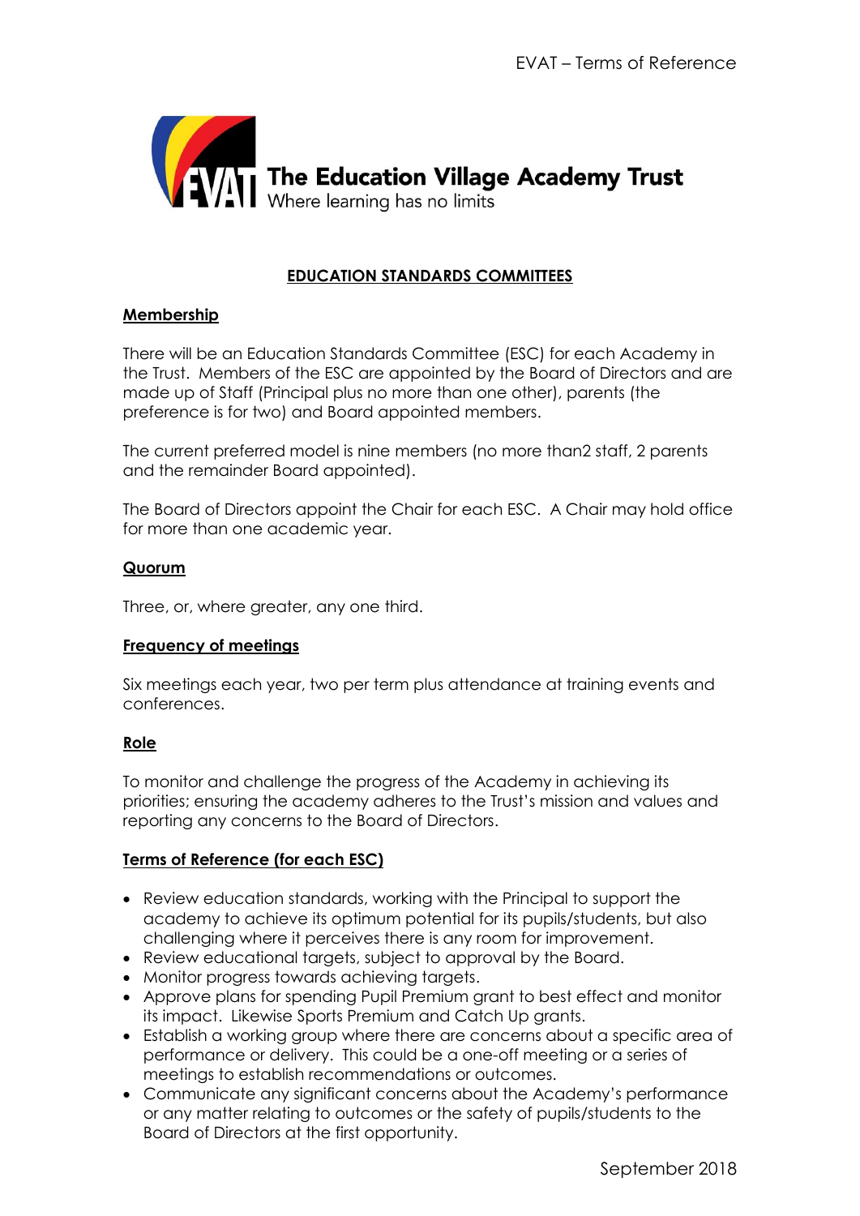The Education Village Academy Trust
Where learning has no limits

## EDUCATION STANDARDS COMMITTEES

### Membership

There will be an Education Standards Committee (ESC) for each Academy in the Trust. Members of the ESC are appointed by the Board of Directors and are made up of Staff (Principal plus no more than one other), parents (the preference is for two) and Board appointed members.

The current preferred model is nine members (no more than2 staff, 2 parents and the remainder Board appointed).

The Board of Directors appoint the Chair for each ESC. A Chair may hold office for more than one academic year.

### Quorum

Three, or, where greater, any one third.

### Frequency of meetings

Six meetings each year, two per term plus attendance at training events and conferences.

### Role

To monitor and challenge the progress of the Academy in achieving its priorities; ensuring the academy adheres to the Trust's mission and values and reporting any concerns to the Board of Directors.

### Terms of Reference (for each ESC)

- Review education standards, working with the Principal to support the academy to achieve its optimum potential for its pupils/students, but also challenging where it perceives there is any room for improvement.
- Review educational targets, subject to approval by the Board.
- Monitor progress towards achieving targets.
- Approve plans for spending Pupil Premium grant to best effect and monitor its impact. Likewise Sports Premium and Catch Up grants.
- Establish a working group where there are concerns about a specific area of performance or delivery. This could be a one-off meeting or a series of meetings to establish recommendations or outcomes.
- Communicate any significant concerns about the Academy's performance or any matter relating to outcomes or the safety of pupils/students to the Board of Directors at the first opportunity.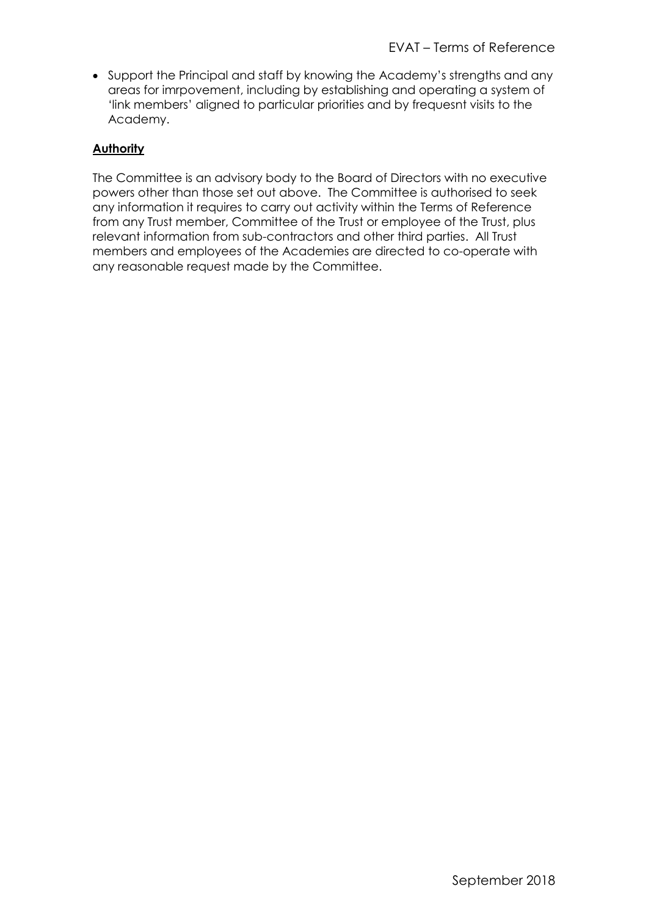- Support the Principal and staff by knowing the Academy's strengths and any areas for imrpovement, including by establishing and operating a system of 'link members' aligned to particular priorities and by frequesnt visits to the Academy.

**Authority**

The Committee is an advisory body to the Board of Directors with no executive powers other than those set out above. The Committee is authorised to seek any information it requires to carry out activity within the Terms of Reference from any Trust member, Committee of the Trust or employee of the Trust, plus relevant information from sub-contractors and other third parties. All Trust members and employees of the Academies are directed to co-operate with any reasonable request made by the Committee.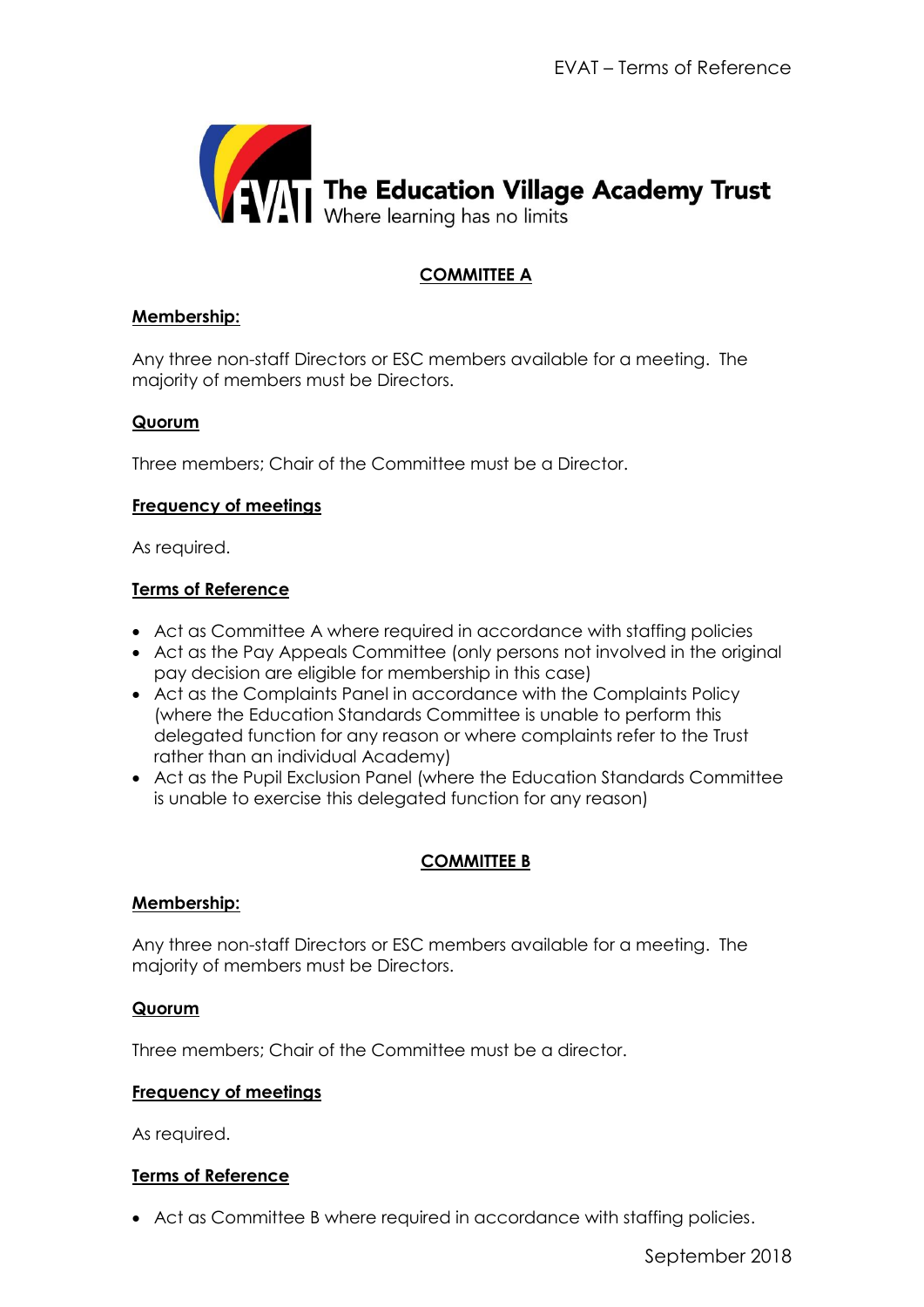The Education Village Academy Trust
Where learning has no limits

## COMMITTEE A

### Membership:

Any three non-staff Directors or ESC members available for a meeting. The majority of members must be Directors.

### Quorum

Three members; Chair of the Committee must be a Director.

### Frequency of meetings

As required.

### Terms of Reference

- Act as Committee A where required in accordance with staffing policies
- Act as the Pay Appeals Committee (only persons not involved in the original pay decision are eligible for membership in this case)
- Act as the Complaints Panel in accordance with the Complaints Policy (where the Education Standards Committee is unable to perform this delegated function for any reason or where complaints refer to the Trust rather than an individual Academy)
- Act as the Pupil Exclusion Panel (where the Education Standards Committee is unable to exercise this delegated function for any reason)

## COMMITTEE B

### Membership:

Any three non-staff Directors or ESC members available for a meeting. The majority of members must be Directors.

### Quorum

Three members; Chair of the Committee must be a director.

### Frequency of meetings

As required.

### Terms of Reference

- Act as Committee B where required in accordance with staffing policies.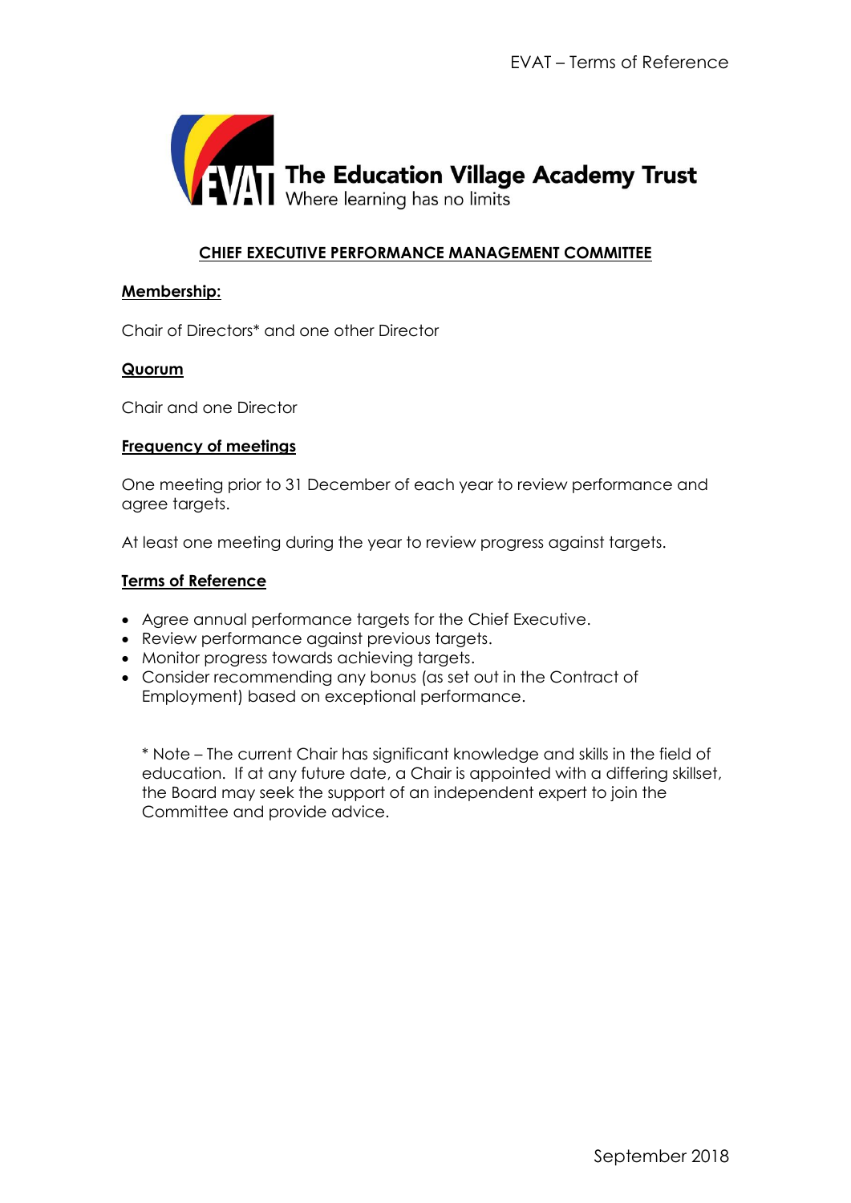The Education Village Academy Trust
Where learning has no limits

## CHIEF EXECUTIVE PERFORMANCE MANAGEMENT COMMITTEE

### Membership:

Chair of Directors* and one other Director

### Quorum

Chair and one Director

### Frequency of meetings

One meeting prior to 31 December of each year to review performance and agree targets.

At least one meeting during the year to review progress against targets.

### Terms of Reference

- Agree annual performance targets for the Chief Executive.
- Review performance against previous targets.
- Monitor progress towards achieving targets.
- Consider recommending any bonus (as set out in the Contract of Employment) based on exceptional performance.

* Note – The current Chair has significant knowledge and skills in the field of education. If at any future date, a Chair is appointed with a differing skillset, the Board may seek the support of an independent expert to join the Committee and provide advice.

September 2018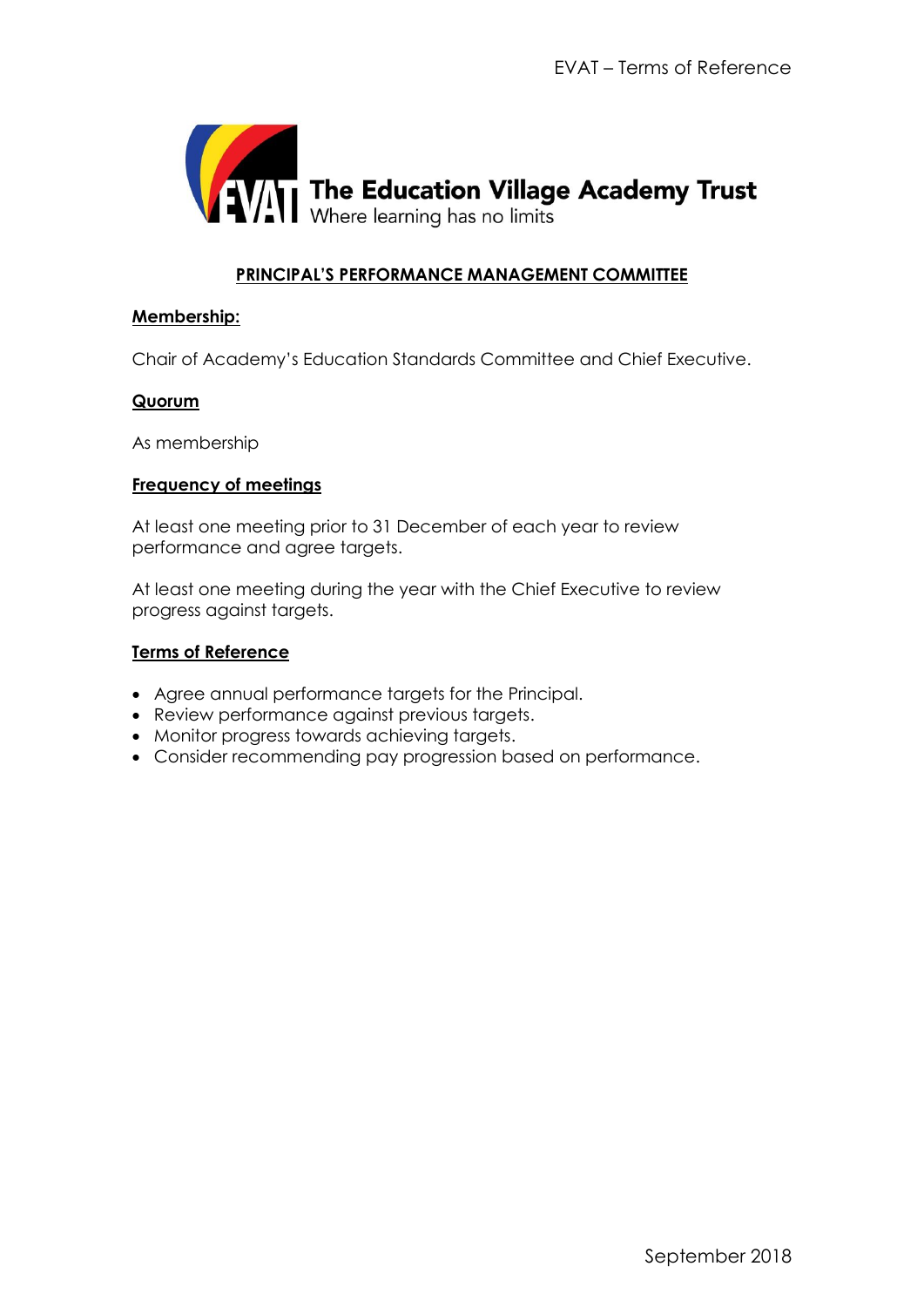The Education Village Academy Trust
Where learning has no limits

## PRINCIPAL'S PERFORMANCE MANAGEMENT COMMITTEE

**Membership:**

Chair of Academy's Education Standards Committee and Chief Executive.

**Quorum**

As membership

**Frequency of meetings**

At least one meeting prior to 31 December of each year to review performance and agree targets.

At least one meeting during the year with the Chief Executive to review progress against targets.

**Terms of Reference**

- Agree annual performance targets for the Principal.
- Review performance against previous targets.
- Monitor progress towards achieving targets.
- Consider recommending pay progression based on performance.

September 2018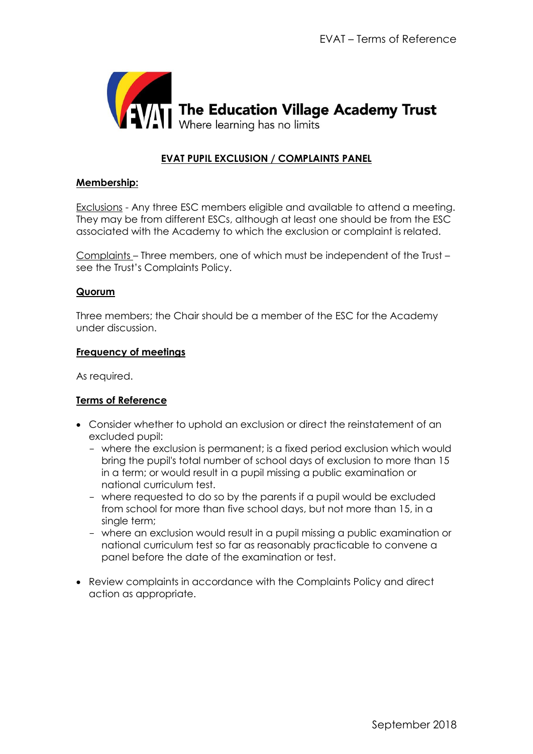The Education Village Academy Trust
Where learning has no limits

## EVAT PUPIL EXCLUSION / COMPLAINTS PANEL

### Membership:

Exclusions - Any three ESC members eligible and available to attend a meeting. They may be from different ESCs, although at least one should be from the ESC associated with the Academy to which the exclusion or complaint is related.

Complaints – Three members, one of which must be independent of the Trust – see the Trust's Complaints Policy.

### Quorum

Three members; the Chair should be a member of the ESC for the Academy under discussion.

### Frequency of meetings

As required.

### Terms of Reference

- Consider whether to uphold an exclusion or direct the reinstatement of an excluded pupil:
  - where the exclusion is permanent; is a fixed period exclusion which would bring the pupil's total number of school days of exclusion to more than 15 in a term; or would result in a pupil missing a public examination or national curriculum test.
  - where requested to do so by the parents if a pupil would be excluded from school for more than five school days, but not more than 15, in a single term;
  - where an exclusion would result in a pupil missing a public examination or national curriculum test so far as reasonably practicable to convene a panel before the date of the examination or test.
- Review complaints in accordance with the Complaints Policy and direct action as appropriate.

September 2018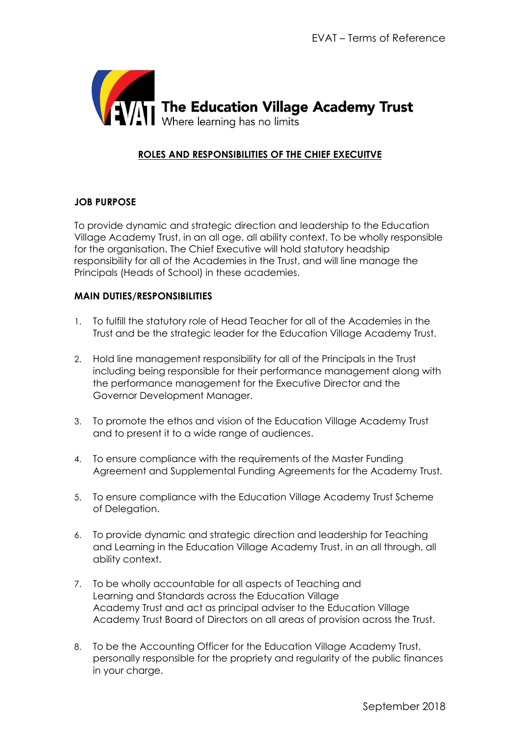**The Education Village Academy Trust**
Where learning has no limits

**ROLES AND RESPONSIBILITIES OF THE CHIEF EXECUITVE**

**JOB PURPOSE**

To provide dynamic and strategic direction and leadership to the Education Village Academy Trust, in an all age, all ability context. To be wholly responsible for the organisation. The Chief Executive will hold statutory headship responsibility for all of the Academies in the Trust, and will line manage the Principals (Heads of School) in these academies.

**MAIN DUTIES/RESPONSIBILITIES**

1. To fulfill the statutory role of Head Teacher for all of the Academies in the Trust and be the strategic leader for the Education Village Academy Trust.
2. Hold line management responsibility for all of the Principals in the Trust including being responsible for their performance management along with the performance management for the Executive Director and the Governor Development Manager.
3. To promote the ethos and vision of the Education Village Academy Trust and to present it to a wide range of audiences.
4. To ensure compliance with the requirements of the Master Funding Agreement and Supplemental Funding Agreements for the Academy Trust.
5. To ensure compliance with the Education Village Academy Trust Scheme of Delegation.
6. To provide dynamic and strategic direction and leadership for Teaching and Learning in the Education Village Academy Trust, in an all through, all ability context.
7. To be wholly accountable for all aspects of Teaching and Learning and Standards across the Education Village Academy Trust and act as principal adviser to the Education Village Academy Trust Board of Directors on all areas of provision across the Trust.
8. To be the Accounting Officer for the Education Village Academy Trust, personally responsible for the propriety and regularity of the public finances in your charge.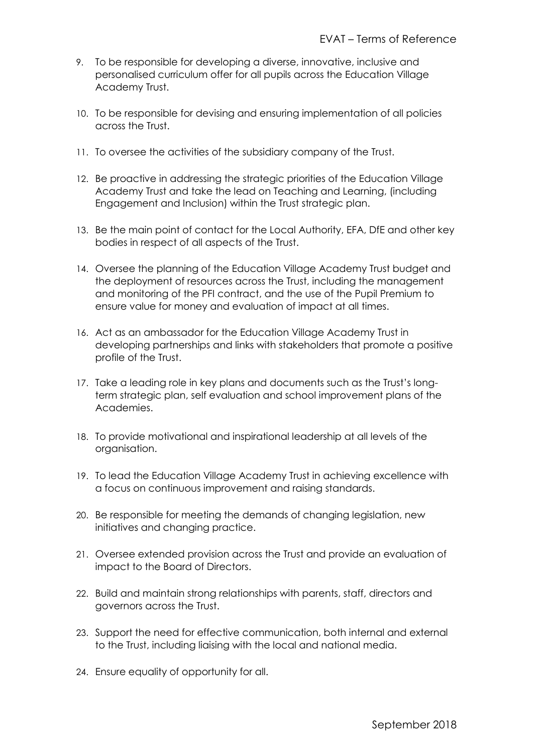9. To be responsible for developing a diverse, innovative, inclusive and personalised curriculum offer for all pupils across the Education Village Academy Trust.

10. To be responsible for devising and ensuring implementation of all policies across the Trust.

11. To oversee the activities of the subsidiary company of the Trust.

12. Be proactive in addressing the strategic priorities of the Education Village Academy Trust and take the lead on Teaching and Learning, (including Engagement and Inclusion) within the Trust strategic plan.

13. Be the main point of contact for the Local Authority, EFA, DfE and other key bodies in respect of all aspects of the Trust.

14. Oversee the planning of the Education Village Academy Trust budget and the deployment of resources across the Trust, including the management and monitoring of the PFI contract, and the use of the Pupil Premium to ensure value for money and evaluation of impact at all times.

16. Act as an ambassador for the Education Village Academy Trust in developing partnerships and links with stakeholders that promote a positive profile of the Trust.

17. Take a leading role in key plans and documents such as the Trust's long-term strategic plan, self evaluation and school improvement plans of the Academies.

18. To provide motivational and inspirational leadership at all levels of the organisation.

19. To lead the Education Village Academy Trust in achieving excellence with a focus on continuous improvement and raising standards.

20. Be responsible for meeting the demands of changing legislation, new initiatives and changing practice.

21. Oversee extended provision across the Trust and provide an evaluation of impact to the Board of Directors.

22. Build and maintain strong relationships with parents, staff, directors and governors across the Trust.

23. Support the need for effective communication, both internal and external to the Trust, including liaising with the local and national media.

24. Ensure equality of opportunity for all.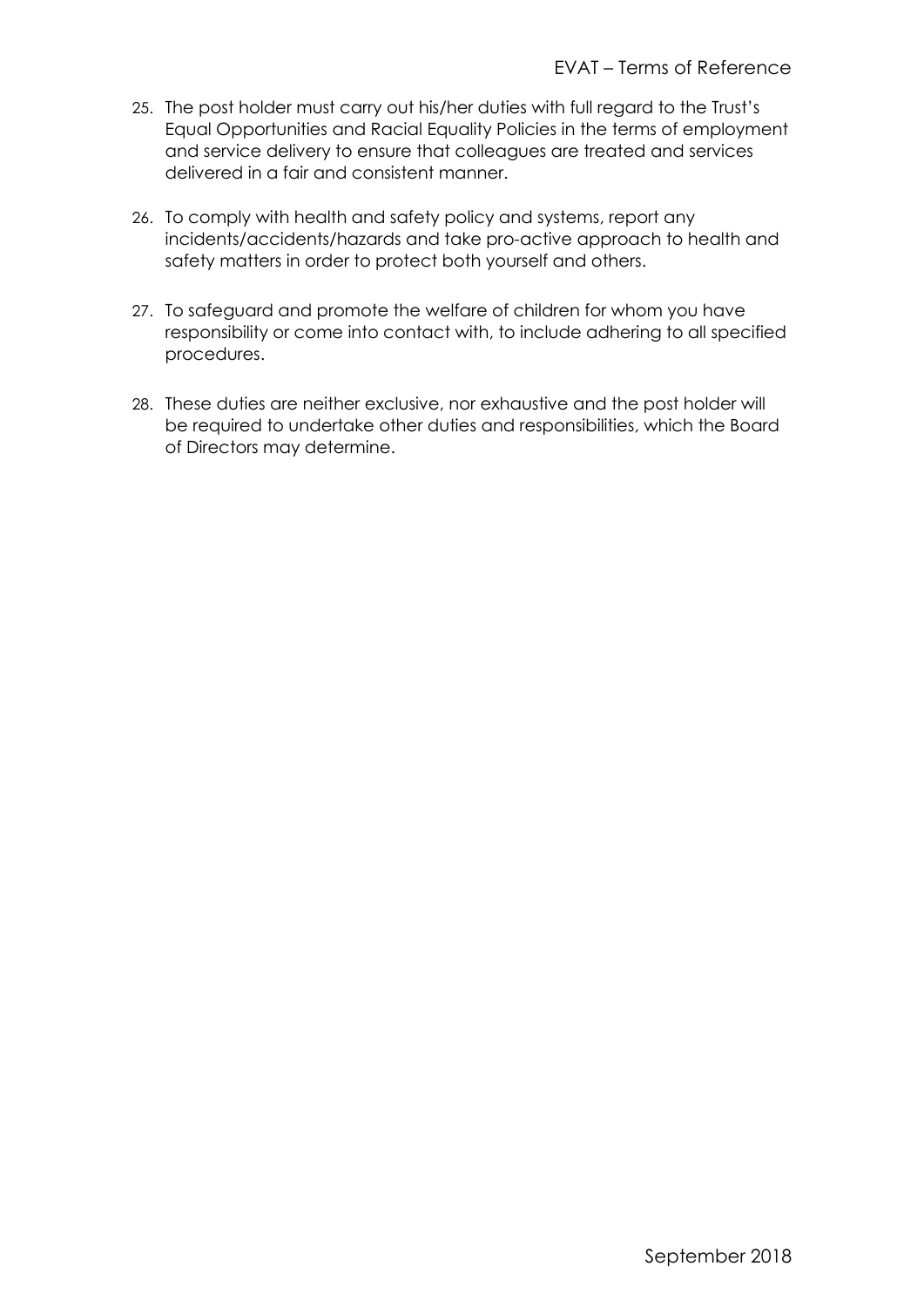25. The post holder must carry out his/her duties with full regard to the Trust's Equal Opportunities and Racial Equality Policies in the terms of employment and service delivery to ensure that colleagues are treated and services delivered in a fair and consistent manner.

26. To comply with health and safety policy and systems, report any incidents/accidents/hazards and take pro-active approach to health and safety matters in order to protect both yourself and others.

27. To safeguard and promote the welfare of children for whom you have responsibility or come into contact with, to include adhering to all specified procedures.

28. These duties are neither exclusive, nor exhaustive and the post holder will be required to undertake other duties and responsibilities, which the Board of Directors may determine.